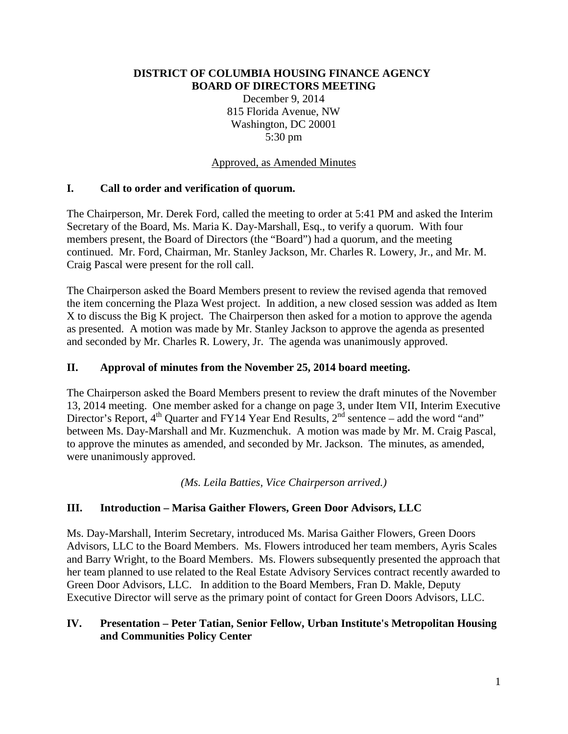**DISTRICT OF COLUMBIA HOUSING FINANCE AGENCY**
**BOARD OF DIRECTORS MEETING**

December 9, 2014
815 Florida Avenue, NW
Washington, DC 20001
5:30 pm

Approved, as Amended Minutes

## I. Call to order and verification of quorum.

The Chairperson, Mr. Derek Ford, called the meeting to order at 5:41 PM and asked the Interim Secretary of the Board, Ms. Maria K. Day-Marshall, Esq., to verify a quorum. With four members present, the Board of Directors (the "Board") had a quorum, and the meeting continued. Mr. Ford, Chairman, Mr. Stanley Jackson, Mr. Charles R. Lowery, Jr., and Mr. M. Craig Pascal were present for the roll call.

The Chairperson asked the Board Members present to review the revised agenda that removed the item concerning the Plaza West project. In addition, a new closed session was added as Item X to discuss the Big K project. The Chairperson then asked for a motion to approve the agenda as presented. A motion was made by Mr. Stanley Jackson to approve the agenda as presented and seconded by Mr. Charles R. Lowery, Jr. The agenda was unanimously approved.

## II. Approval of minutes from the November 25, 2014 board meeting.

The Chairperson asked the Board Members present to review the draft minutes of the November 13, 2014 meeting. One member asked for a change on page 3, under Item VII, Interim Executive Director's Report, 4th Quarter and FY14 Year End Results, 2nd sentence – add the word "and" between Ms. Day-Marshall and Mr. Kuzmenchuk. A motion was made by Mr. M. Craig Pascal, to approve the minutes as amended, and seconded by Mr. Jackson. The minutes, as amended, were unanimously approved.

*(Ms. Leila Batties, Vice Chairperson arrived.)*

## III. Introduction – Marisa Gaither Flowers, Green Door Advisors, LLC

Ms. Day-Marshall, Interim Secretary, introduced Ms. Marisa Gaither Flowers, Green Doors Advisors, LLC to the Board Members. Ms. Flowers introduced her team members, Ayris Scales and Barry Wright, to the Board Members. Ms. Flowers subsequently presented the approach that her team planned to use related to the Real Estate Advisory Services contract recently awarded to Green Door Advisors, LLC. In addition to the Board Members, Fran D. Makle, Deputy Executive Director will serve as the primary point of contact for Green Doors Advisors, LLC.

## IV. Presentation – Peter Tatian, Senior Fellow, Urban Institute's Metropolitan Housing and Communities Policy Center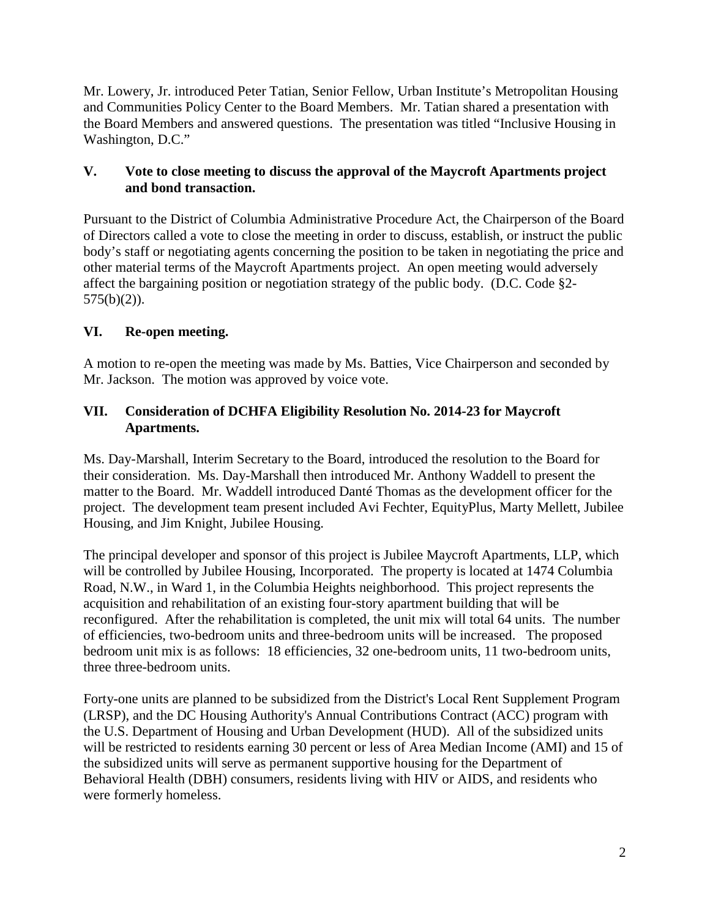Mr. Lowery, Jr. introduced Peter Tatian, Senior Fellow, Urban Institute's Metropolitan Housing and Communities Policy Center to the Board Members. Mr. Tatian shared a presentation with the Board Members and answered questions. The presentation was titled "Inclusive Housing in Washington, D.C."

## V. Vote to close meeting to discuss the approval of the Maycroft Apartments project and bond transaction.

Pursuant to the District of Columbia Administrative Procedure Act, the Chairperson of the Board of Directors called a vote to close the meeting in order to discuss, establish, or instruct the public body's staff or negotiating agents concerning the position to be taken in negotiating the price and other material terms of the Maycroft Apartments project. An open meeting would adversely affect the bargaining position or negotiation strategy of the public body. (D.C. Code §2-575(b)(2)).

## VI. Re-open meeting.

A motion to re-open the meeting was made by Ms. Batties, Vice Chairperson and seconded by Mr. Jackson. The motion was approved by voice vote.

## VII. Consideration of DCHFA Eligibility Resolution No. 2014-23 for Maycroft Apartments.

Ms. Day-Marshall, Interim Secretary to the Board, introduced the resolution to the Board for their consideration. Ms. Day-Marshall then introduced Mr. Anthony Waddell to present the matter to the Board. Mr. Waddell introduced Danté Thomas as the development officer for the project. The development team present included Avi Fechter, EquityPlus, Marty Mellett, Jubilee Housing, and Jim Knight, Jubilee Housing.

The principal developer and sponsor of this project is Jubilee Maycroft Apartments, LLP, which will be controlled by Jubilee Housing, Incorporated. The property is located at 1474 Columbia Road, N.W., in Ward 1, in the Columbia Heights neighborhood. This project represents the acquisition and rehabilitation of an existing four-story apartment building that will be reconfigured. After the rehabilitation is completed, the unit mix will total 64 units. The number of efficiencies, two-bedroom units and three-bedroom units will be increased. The proposed bedroom unit mix is as follows: 18 efficiencies, 32 one-bedroom units, 11 two-bedroom units, three three-bedroom units.

Forty-one units are planned to be subsidized from the District's Local Rent Supplement Program (LRSP), and the DC Housing Authority's Annual Contributions Contract (ACC) program with the U.S. Department of Housing and Urban Development (HUD). All of the subsidized units will be restricted to residents earning 30 percent or less of Area Median Income (AMI) and 15 of the subsidized units will serve as permanent supportive housing for the Department of Behavioral Health (DBH) consumers, residents living with HIV or AIDS, and residents who were formerly homeless.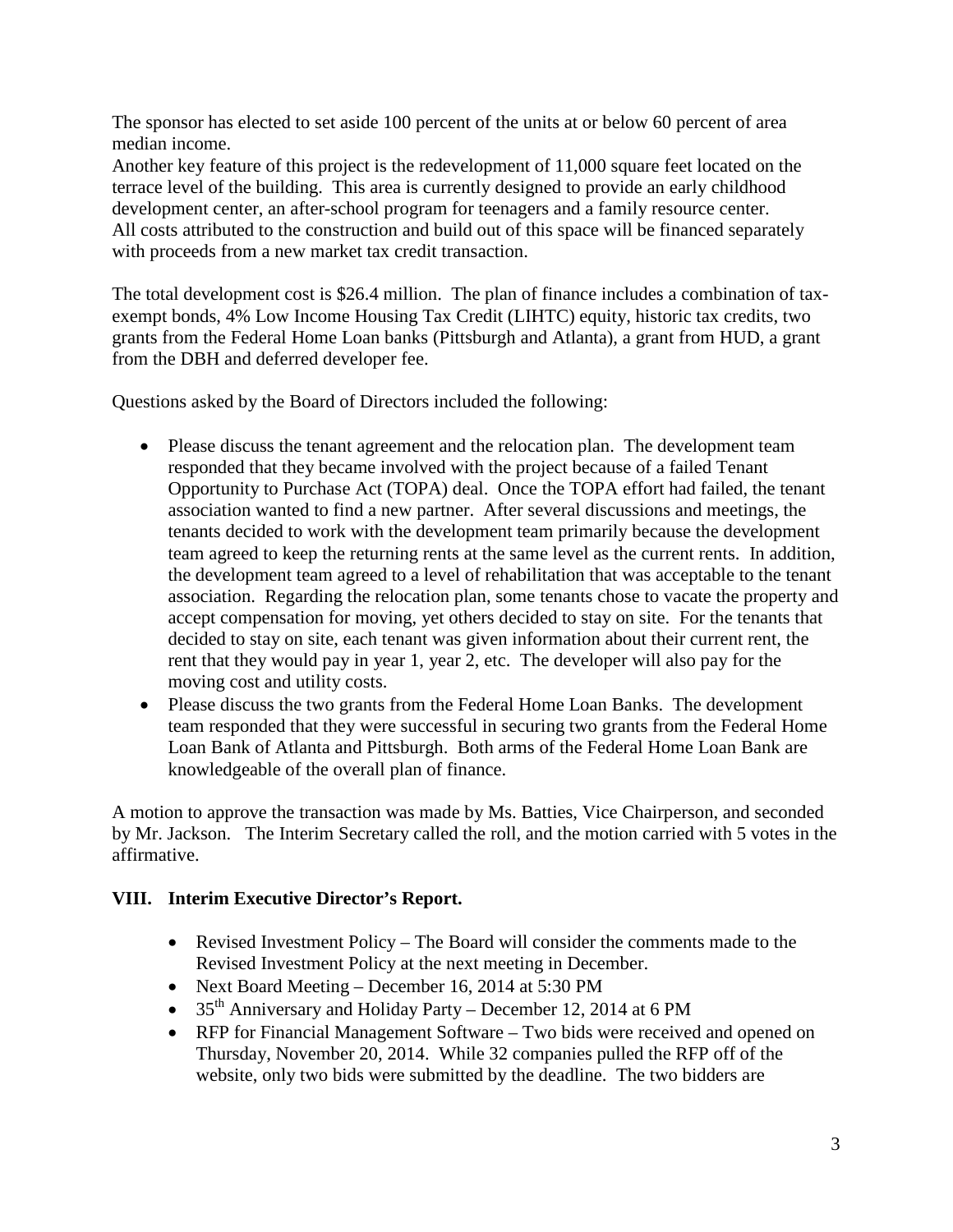The sponsor has elected to set aside 100 percent of the units at or below 60 percent of area median income.
Another key feature of this project is the redevelopment of 11,000 square feet located on the terrace level of the building. This area is currently designed to provide an early childhood development center, an after-school program for teenagers and a family resource center. All costs attributed to the construction and build out of this space will be financed separately with proceeds from a new market tax credit transaction.

The total development cost is $26.4 million. The plan of finance includes a combination of tax-exempt bonds, 4% Low Income Housing Tax Credit (LIHTC) equity, historic tax credits, two grants from the Federal Home Loan banks (Pittsburgh and Atlanta), a grant from HUD, a grant from the DBH and deferred developer fee.

Questions asked by the Board of Directors included the following:

- Please discuss the tenant agreement and the relocation plan. The development team responded that they became involved with the project because of a failed Tenant Opportunity to Purchase Act (TOPA) deal. Once the TOPA effort had failed, the tenant association wanted to find a new partner. After several discussions and meetings, the tenants decided to work with the development team primarily because the development team agreed to keep the returning rents at the same level as the current rents. In addition, the development team agreed to a level of rehabilitation that was acceptable to the tenant association. Regarding the relocation plan, some tenants chose to vacate the property and accept compensation for moving, yet others decided to stay on site. For the tenants that decided to stay on site, each tenant was given information about their current rent, the rent that they would pay in year 1, year 2, etc. The developer will also pay for the moving cost and utility costs.
- Please discuss the two grants from the Federal Home Loan Banks. The development team responded that they were successful in securing two grants from the Federal Home Loan Bank of Atlanta and Pittsburgh. Both arms of the Federal Home Loan Bank are knowledgeable of the overall plan of finance.

A motion to approve the transaction was made by Ms. Batties, Vice Chairperson, and seconded by Mr. Jackson. The Interim Secretary called the roll, and the motion carried with 5 votes in the affirmative.

## VIII. Interim Executive Director's Report.

- Revised Investment Policy – The Board will consider the comments made to the Revised Investment Policy at the next meeting in December.
- Next Board Meeting – December 16, 2014 at 5:30 PM
- 35th Anniversary and Holiday Party – December 12, 2014 at 6 PM
- RFP for Financial Management Software – Two bids were received and opened on Thursday, November 20, 2014. While 32 companies pulled the RFP off of the website, only two bids were submitted by the deadline. The two bidders are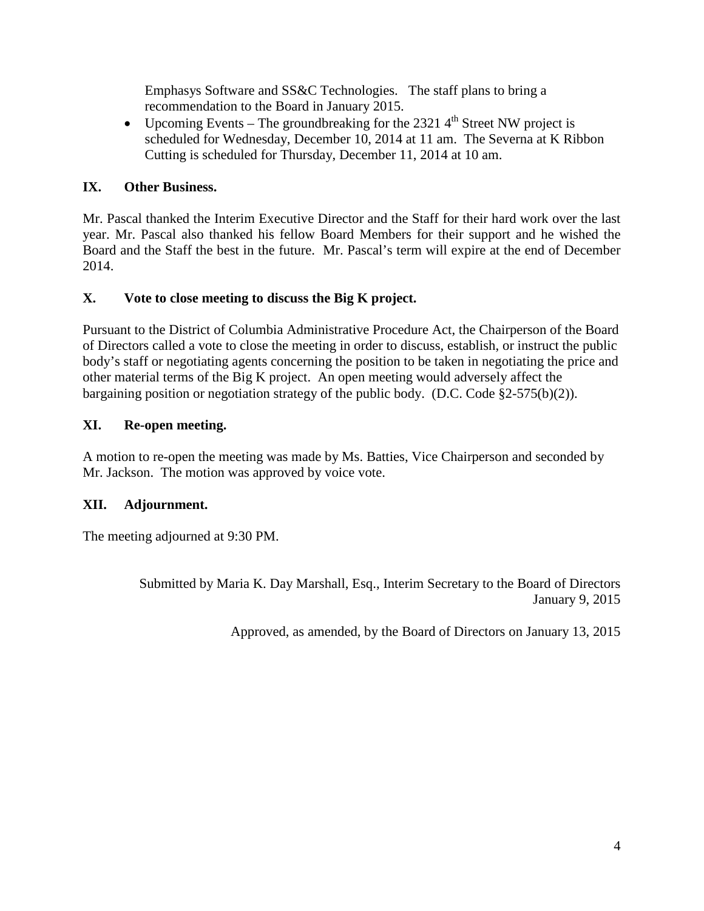Emphasys Software and SS&C Technologies. The staff plans to bring a recommendation to the Board in January 2015.

- Upcoming Events – The groundbreaking for the 2321 4$^{th}$ Street NW project is scheduled for Wednesday, December 10, 2014 at 11 am. The Severna at K Ribbon Cutting is scheduled for Thursday, December 11, 2014 at 10 am.

## IX. Other Business.

Mr. Pascal thanked the Interim Executive Director and the Staff for their hard work over the last year. Mr. Pascal also thanked his fellow Board Members for their support and he wished the Board and the Staff the best in the future. Mr. Pascal's term will expire at the end of December 2014.

## X. Vote to close meeting to discuss the Big K project.

Pursuant to the District of Columbia Administrative Procedure Act, the Chairperson of the Board of Directors called a vote to close the meeting in order to discuss, establish, or instruct the public body's staff or negotiating agents concerning the position to be taken in negotiating the price and other material terms of the Big K project. An open meeting would adversely affect the bargaining position or negotiation strategy of the public body. (D.C. Code §2-575(b)(2)).

## XI. Re-open meeting.

A motion to re-open the meeting was made by Ms. Batties, Vice Chairperson and seconded by Mr. Jackson. The motion was approved by voice vote.

## XII. Adjournment.

The meeting adjourned at 9:30 PM.

Submitted by Maria K. Day Marshall, Esq., Interim Secretary to the Board of Directors
January 9, 2015

Approved, as amended, by the Board of Directors on January 13, 2015